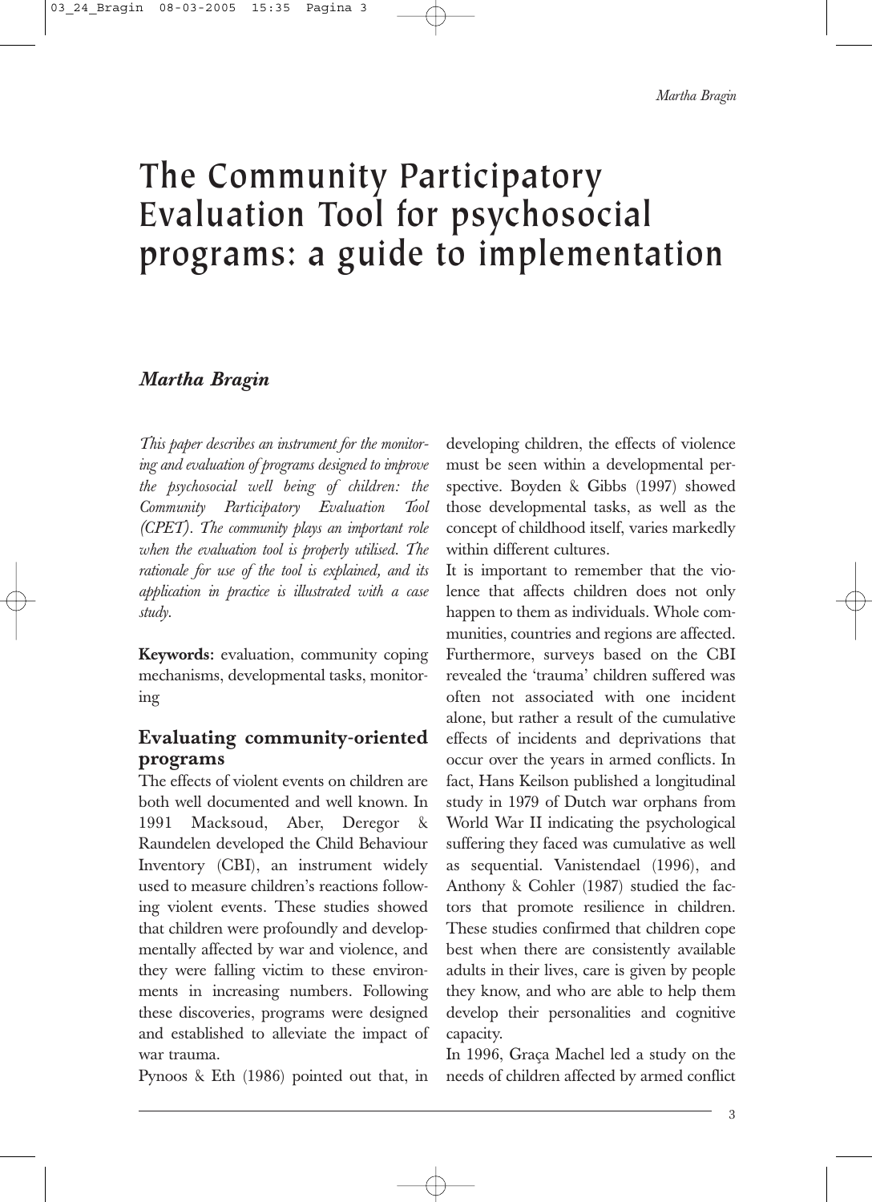# The Community Participatory Evaluation Tool for psychosocial programs: a guide to implementation

*Martha Bragin*

*This paper describes an instrument for the monitoring and evaluation of programs designed to improve the psychosocial well being of children: the Community Participatory Evaluation Tool (CPET). The community plays an important role when the evaluation tool is properly utilised. The rationale for use of the tool is explained, and its application in practice is illustrated with a case study.*

**Keywords:** evaluation, community coping mechanisms, developmental tasks, monitoring

## Evaluating community-oriented programs

The effects of violent events on children are both well documented and well known. In 1991 Macksoud, Aber, Deregor & Raundelen developed the Child Behaviour Inventory (CBI), an instrument widely used to measure children's reactions following violent events. These studies showed that children were profoundly and developmentally affected by war and violence, and they were falling victim to these environments in increasing numbers. Following these discoveries, programs were designed and established to alleviate the impact of war trauma.

Pynoos & Eth (1986) pointed out that, in developing children, the effects of violence must be seen within a developmental perspective. Boyden & Gibbs (1997) showed those developmental tasks, as well as the concept of childhood itself, varies markedly within different cultures.

It is important to remember that the violence that affects children does not only happen to them as individuals. Whole communities, countries and regions are affected. Furthermore, surveys based on the CBI revealed the 'trauma' children suffered was often not associated with one incident alone, but rather a result of the cumulative effects of incidents and deprivations that occur over the years in armed conflicts. In fact, Hans Keilson published a longitudinal study in 1979 of Dutch war orphans from World War II indicating the psychological suffering they faced was cumulative as well as sequential. Vanistendael (1996), and Anthony & Cohler (1987) studied the factors that promote resilience in children. These studies confirmed that children cope best when there are consistently available adults in their lives, care is given by people they know, and who are able to help them develop their personalities and cognitive capacity.

In 1996, Graça Machel led a study on the needs of children affected by armed conflict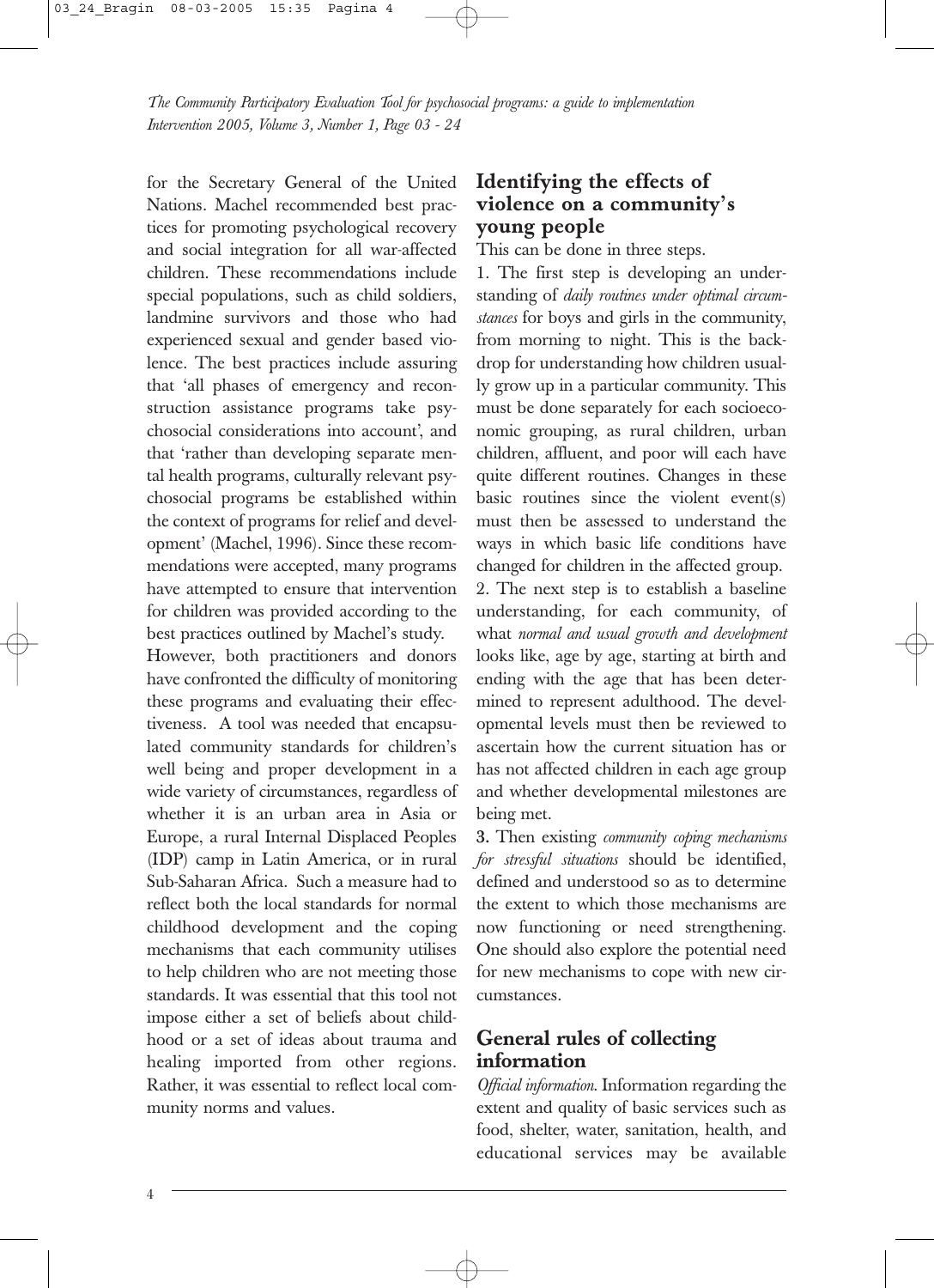for the Secretary General of the United Nations. Machel recommended best practices for promoting psychological recovery and social integration for all war-affected children. These recommendations include special populations, such as child soldiers, landmine survivors and those who had experienced sexual and gender based violence. The best practices include assuring that 'all phases of emergency and reconstruction assistance programs take psychosocial considerations into account', and that 'rather than developing separate mental health programs, culturally relevant psychosocial programs be established within the context of programs for relief and development' (Machel, 1996). Since these recommendations were accepted, many programs have attempted to ensure that intervention for children was provided according to the best practices outlined by Machel's study.

However, both practitioners and donors have confronted the difficulty of monitoring these programs and evaluating their effectiveness. A tool was needed that encapsulated community standards for children's well being and proper development in a wide variety of circumstances, regardless of whether it is an urban area in Asia or Europe, a rural Internal Displaced Peoples (IDP) camp in Latin America, or in rural Sub-Saharan Africa. Such a measure had to reflect both the local standards for normal childhood development and the coping mechanisms that each community utilises to help children who are not meeting those standards. It was essential that this tool not impose either a set of beliefs about childhood or a set of ideas about trauma and healing imported from other regions. Rather, it was essential to reflect local community norms and values.

## Identifying the effects of violence on a community's young people

This can be done in three steps.

1. The first step is developing an understanding of *daily routines under optimal circumstances* for boys and girls in the community, from morning to night. This is the backdrop for understanding how children usually grow up in a particular community. This must be done separately for each socioeconomic grouping, as rural children, urban children, affluent, and poor will each have quite different routines. Changes in these basic routines since the violent event(s) must then be assessed to understand the ways in which basic life conditions have changed for children in the affected group.
2. The next step is to establish a baseline understanding, for each community, of what *normal and usual growth and development* looks like, age by age, starting at birth and ending with the age that has been determined to represent adulthood. The developmental levels must then be reviewed to ascertain how the current situation has or has not affected children in each age group and whether developmental milestones are being met.
3. Then existing *community coping mechanisms for stressful situations* should be identified, defined and understood so as to determine the extent to which those mechanisms are now functioning or need strengthening. One should also explore the potential need for new mechanisms to cope with new circumstances.

## General rules of collecting information

*Official information.* Information regarding the extent and quality of basic services such as food, shelter, water, sanitation, health, and educational services may be available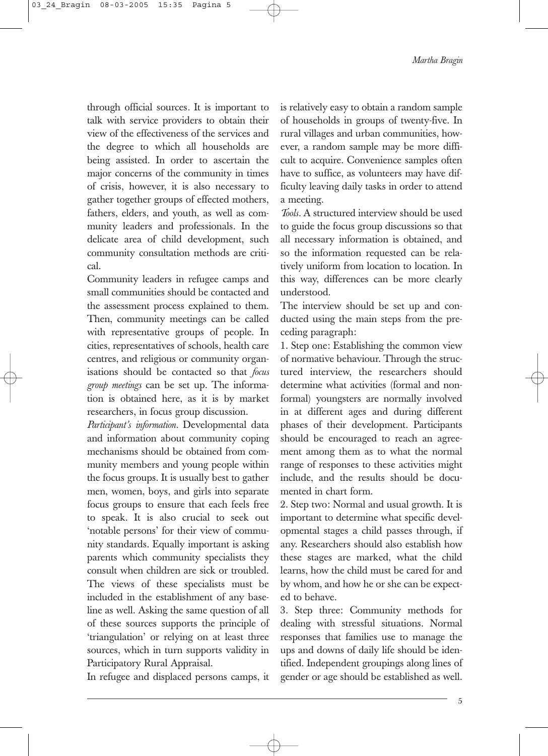through official sources. It is important to talk with service providers to obtain their view of the effectiveness of the services and the degree to which all households are being assisted. In order to ascertain the major concerns of the community in times of crisis, however, it is also necessary to gather together groups of effected mothers, fathers, elders, and youth, as well as community leaders and professionals. In the delicate area of child development, such community consultation methods are critical.

Community leaders in refugee camps and small communities should be contacted and the assessment process explained to them. Then, community meetings can be called with representative groups of people. In cities, representatives of schools, health care centres, and religious or community organisations should be contacted so that *focus group meetings* can be set up. The information is obtained here, as it is by market researchers, in focus group discussion.

*Participant's information*. Developmental data and information about community coping mechanisms should be obtained from community members and young people within the focus groups. It is usually best to gather men, women, boys, and girls into separate focus groups to ensure that each feels free to speak. It is also crucial to seek out 'notable persons' for their view of community standards. Equally important is asking parents which community specialists they consult when children are sick or troubled. The views of these specialists must be included in the establishment of any baseline as well. Asking the same question of all of these sources supports the principle of 'triangulation' or relying on at least three sources, which in turn supports validity in Participatory Rural Appraisal.

In refugee and displaced persons camps, it is relatively easy to obtain a random sample of households in groups of twenty-five. In rural villages and urban communities, however, a random sample may be more difficult to acquire. Convenience samples often have to suffice, as volunteers may have difficulty leaving daily tasks in order to attend a meeting.

*Tools*. A structured interview should be used to guide the focus group discussions so that all necessary information is obtained, and so the information requested can be relatively uniform from location to location. In this way, differences can be more clearly understood.

The interview should be set up and conducted using the main steps from the preceding paragraph:

1. Step one: Establishing the common view of normative behaviour. Through the structured interview, the researchers should determine what activities (formal and nonformal) youngsters are normally involved in at different ages and during different phases of their development. Participants should be encouraged to reach an agreement among them as to what the normal range of responses to these activities might include, and the results should be documented in chart form.
2. Step two: Normal and usual growth. It is important to determine what specific developmental stages a child passes through, if any. Researchers should also establish how these stages are marked, what the child learns, how the child must be cared for and by whom, and how he or she can be expected to behave.
3. Step three: Community methods for dealing with stressful situations. Normal responses that families use to manage the ups and downs of daily life should be identified. Independent groupings along lines of gender or age should be established as well.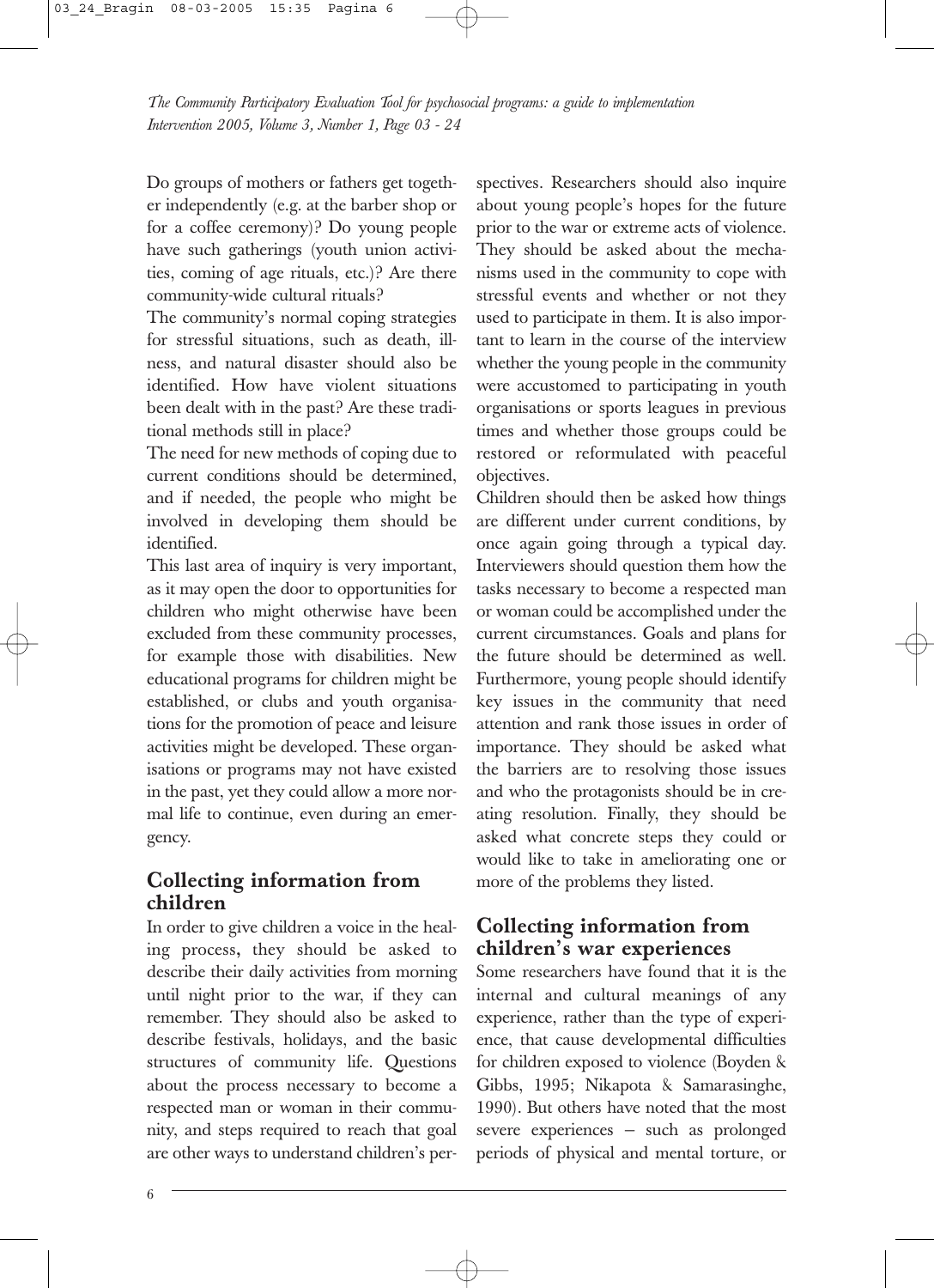Do groups of mothers or fathers get together independently (e.g. at the barber shop or for a coffee ceremony)? Do young people have such gatherings (youth union activities, coming of age rituals, etc.)? Are there community-wide cultural rituals?

The community's normal coping strategies for stressful situations, such as death, illness, and natural disaster should also be identified. How have violent situations been dealt with in the past? Are these traditional methods still in place?

The need for new methods of coping due to current conditions should be determined, and if needed, the people who might be involved in developing them should be identified.

This last area of inquiry is very important, as it may open the door to opportunities for children who might otherwise have been excluded from these community processes, for example those with disabilities. New educational programs for children might be established, or clubs and youth organisations for the promotion of peace and leisure activities might be developed. These organisations or programs may not have existed in the past, yet they could allow a more normal life to continue, even during an emergency.

## Collecting information from children

In order to give children a voice in the healing process**,** they should be asked to describe their daily activities from morning until night prior to the war, if they can remember. They should also be asked to describe festivals, holidays, and the basic structures of community life. Questions about the process necessary to become a respected man or woman in their community, and steps required to reach that goal are other ways to understand children's perspectives. Researchers should also inquire about young people's hopes for the future prior to the war or extreme acts of violence. They should be asked about the mechanisms used in the community to cope with stressful events and whether or not they used to participate in them. It is also important to learn in the course of the interview whether the young people in the community were accustomed to participating in youth organisations or sports leagues in previous times and whether those groups could be restored or reformulated with peaceful objectives.

Children should then be asked how things are different under current conditions, by once again going through a typical day. Interviewers should question them how the tasks necessary to become a respected man or woman could be accomplished under the current circumstances. Goals and plans for the future should be determined as well. Furthermore, young people should identify key issues in the community that need attention and rank those issues in order of importance. They should be asked what the barriers are to resolving those issues and who the protagonists should be in creating resolution. Finally, they should be asked what concrete steps they could or would like to take in ameliorating one or more of the problems they listed.

## Collecting information from children's war experiences

Some researchers have found that it is the internal and cultural meanings of any experience, rather than the type of experience, that cause developmental difficulties for children exposed to violence (Boyden & Gibbs, 1995; Nikapota & Samarasinghe, 1990). But others have noted that the most severe experiences – such as prolonged periods of physical and mental torture, or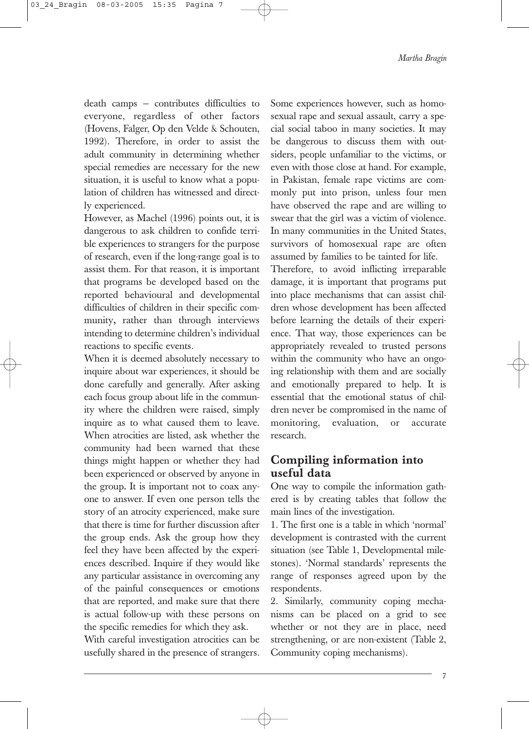death camps – contributes difficulties to everyone, regardless of other factors (Hovens, Falger, Op den Velde & Schouten, 1992). Therefore, in order to assist the adult community in determining whether special remedies are necessary for the new situation, it is useful to know what a population of children has witnessed and directly experienced.

However, as Machel (1996) points out, it is dangerous to ask children to confide terrible experiences to strangers for the purpose of research, even if the long-range goal is to assist them. For that reason, it is important that programs be developed based on the reported behavioural and developmental difficulties of children in their specific community, rather than through interviews intending to determine children's individual reactions to specific events.

When it is deemed absolutely necessary to inquire about war experiences, it should be done carefully and generally. After asking each focus group about life in the community where the children were raised, simply inquire as to what caused them to leave. When atrocities are listed, ask whether the community had been warned that these things might happen or whether they had been experienced or observed by anyone in the group. It is important not to coax anyone to answer. If even one person tells the story of an atrocity experienced, make sure that there is time for further discussion after the group ends. Ask the group how they feel they have been affected by the experiences described. Inquire if they would like any particular assistance in overcoming any of the painful consequences or emotions that are reported, and make sure that there is actual follow-up with these persons on the specific remedies for which they ask.

With careful investigation atrocities can be usefully shared in the presence of strangers. Some experiences however, such as homosexual rape and sexual assault, carry a special social taboo in many societies. It may be dangerous to discuss them with outsiders, people unfamiliar to the victims, or even with those close at hand. For example, in Pakistan, female rape victims are commonly put into prison, unless four men have observed the rape and are willing to swear that the girl was a victim of violence. In many communities in the United States, survivors of homosexual rape are often assumed by families to be tainted for life.

Therefore, to avoid inflicting irreparable damage, it is important that programs put into place mechanisms that can assist children whose development has been affected before learning the details of their experience. That way, those experiences can be appropriately revealed to trusted persons within the community who have an ongoing relationship with them and are socially and emotionally prepared to help. It is essential that the emotional status of children never be compromised in the name of monitoring, evaluation, or accurate research.

## Compiling information into useful data

One way to compile the information gathered is by creating tables that follow the main lines of the investigation.

1. The first one is a table in which 'normal' development is contrasted with the current situation (see Table 1, Developmental milestones). 'Normal standards' represents the range of responses agreed upon by the respondents.

2. Similarly, community coping mechanisms can be placed on a grid to see whether or not they are in place, need strengthening, or are non-existent (Table 2, Community coping mechanisms).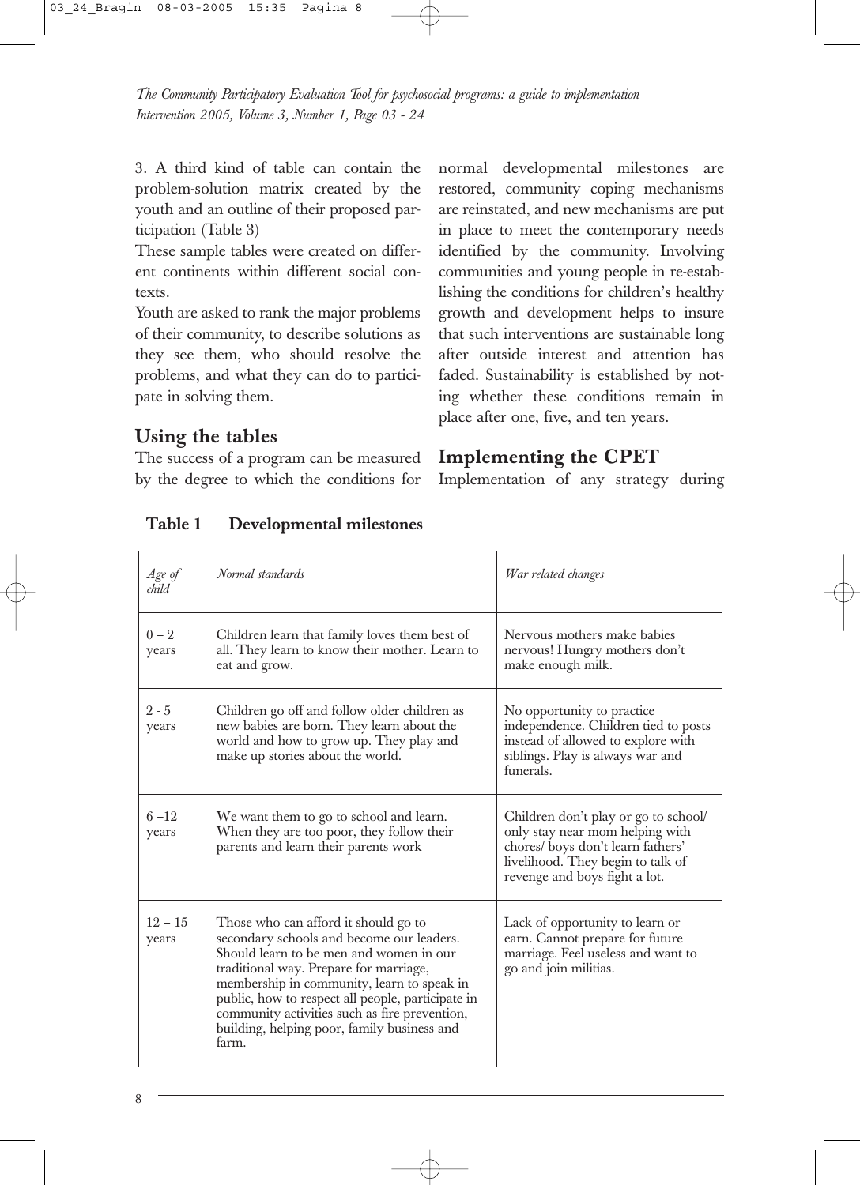3. A third kind of table can contain the problem-solution matrix created by the youth and an outline of their proposed participation (Table 3)

These sample tables were created on different continents within different social contexts.

Youth are asked to rank the major problems of their community, to describe solutions as they see them, who should resolve the problems, and what they can do to participate in solving them.

## Using the tables

The success of a program can be measured by the degree to which the conditions for normal developmental milestones are restored, community coping mechanisms are reinstated, and new mechanisms are put in place to meet the contemporary needs identified by the community. Involving communities and young people in re-establishing the conditions for children's healthy growth and development helps to insure that such interventions are sustainable long after outside interest and attention has faded. Sustainability is established by noting whether these conditions remain in place after one, five, and ten years.

## Implementing the CPET

Implementation of any strategy during

**Table 1 Developmental milestones**

| *Age of child* | *Normal standards* | *War related changes* |
|---|---|---|
| 0 – 2 years | Children learn that family loves them best of all. They learn to know their mother. Learn to eat and grow. | Nervous mothers make babies nervous! Hungry mothers don't make enough milk. |
| 2 - 5 years | Children go off and follow older children as new babies are born. They learn about the world and how to grow up. They play and make up stories about the world. | No opportunity to practice independence. Children tied to posts instead of allowed to explore with siblings. Play is always war and funerals. |
| 6 –12 years | We want them to go to school and learn. When they are too poor, they follow their parents and learn their parents work | Children don't play or go to school/ only stay near mom helping with chores/ boys don't learn fathers' livelihood. They begin to talk of revenge and boys fight a lot. |
| 12 – 15 years | Those who can afford it should go to secondary schools and become our leaders. Should learn to be men and women in our traditional way. Prepare for marriage, membership in community, learn to speak in public, how to respect all people, participate in community activities such as fire prevention, building, helping poor, family business and farm. | Lack of opportunity to learn or earn. Cannot prepare for future marriage. Feel useless and want to go and join militias. |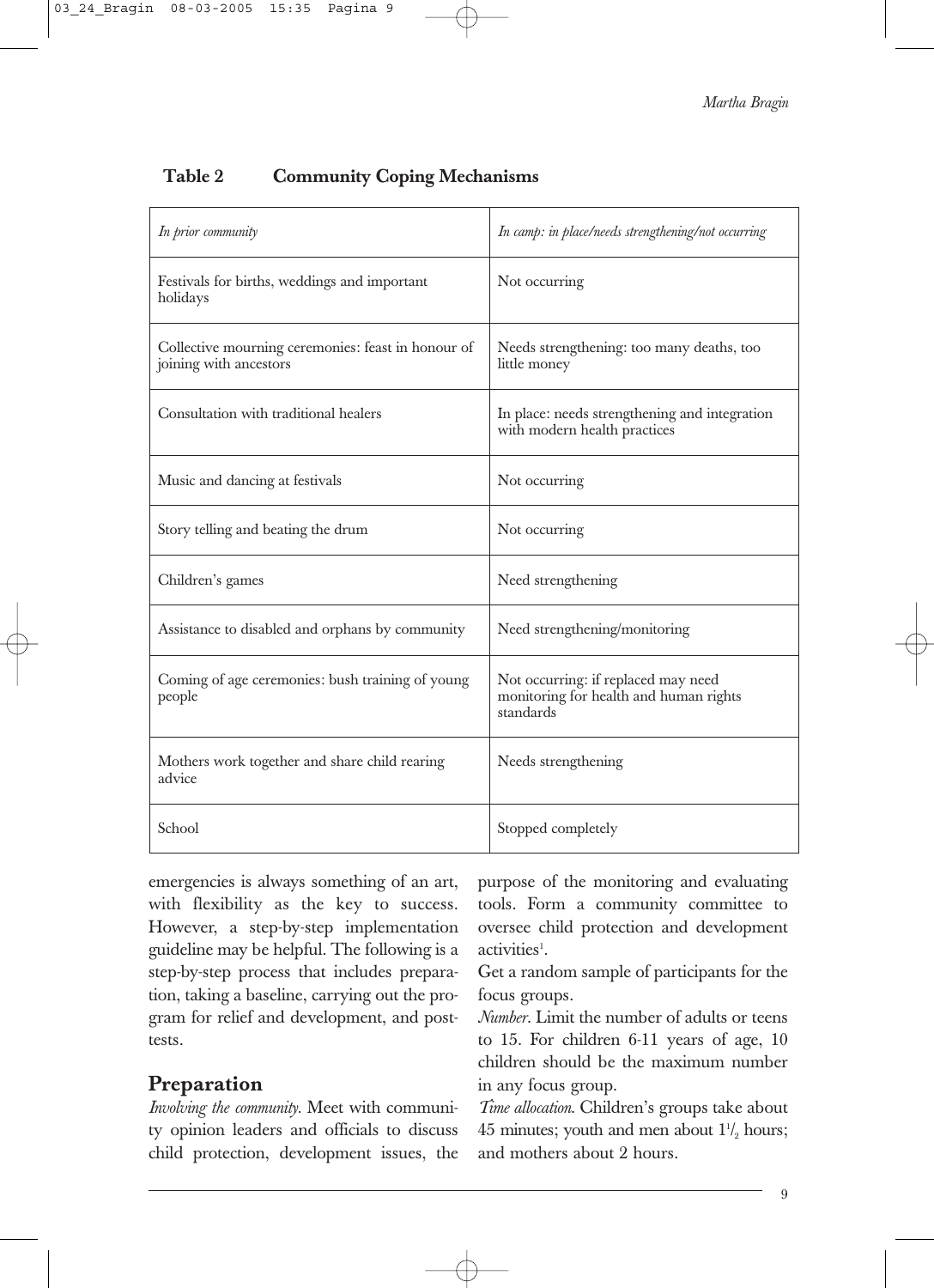**Table 2 Community Coping Mechanisms**

| *In prior community* | *In camp: in place/needs strengthening/not occurring* |
|---|---|
| Festivals for births, weddings and important holidays | Not occurring |
| Collective mourning ceremonies: feast in honour of joining with ancestors | Needs strengthening: too many deaths, too little money |
| Consultation with traditional healers | In place: needs strengthening and integration with modern health practices |
| Music and dancing at festivals | Not occurring |
| Story telling and beating the drum | Not occurring |
| Children's games | Need strengthening |
| Assistance to disabled and orphans by community | Need strengthening/monitoring |
| Coming of age ceremonies: bush training of young people | Not occurring: if replaced may need monitoring for health and human rights standards |
| Mothers work together and share child rearing advice | Needs strengthening |
| School | Stopped completely |

emergencies is always something of an art, with flexibility as the key to success. However, a step-by-step implementation guideline may be helpful. The following is a step-by-step process that includes preparation, taking a baseline, carrying out the program for relief and development, and post-tests.

## Preparation

*Involving the community.* Meet with community opinion leaders and officials to discuss child protection, development issues, the purpose of the monitoring and evaluating tools. Form a community committee to oversee child protection and development activities[1].

Get a random sample of participants for the focus groups.

*Number.* Limit the number of adults or teens to 15. For children 6-11 years of age, 10 children should be the maximum number in any focus group.

*Time allocation.* Children's groups take about 45 minutes; youth and men about $1^1/_2$ hours; and mothers about 2 hours.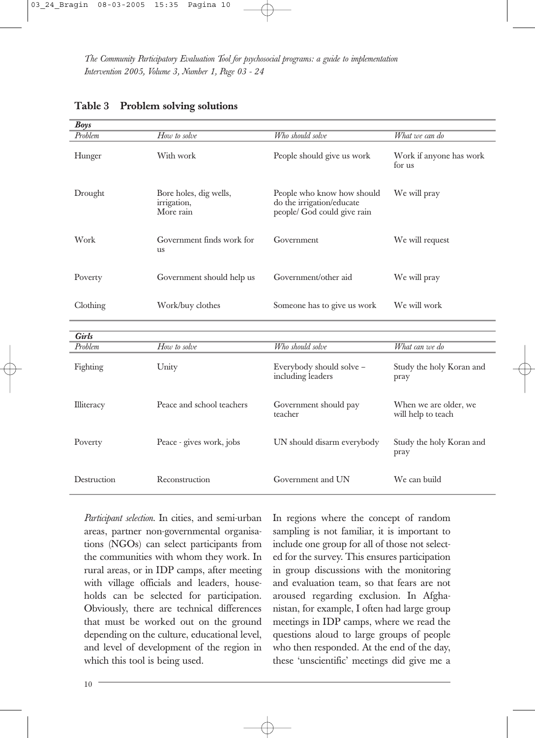**Table 3 Problem solving solutions**

| *Boys* | | | |
|---|---|---|---|
| *Problem* | *How to solve* | *Who should solve* | *What we can do* |
| Hunger | With work | People should give us work | Work if anyone has work for us |
| Drought | Bore holes, dig wells, irrigation, More rain | People who know how should do the irrigation/educate people/ God could give rain | We will pray |
| Work | Government finds work for us | Government | We will request |
| Poverty | Government should help us | Government/other aid | We will pray |
| Clothing | Work/buy clothes | Someone has to give us work | We will work |

| *Girls* | | | |
|---|---|---|---|
| *Problem* | *How to solve* | *Who should solve* | *What can we do* |
| Fighting | Unity | Everybody should solve – including leaders | Study the holy Koran and pray |
| Illiteracy | Peace and school teachers | Government should pay teacher | When we are older, we will help to teach |
| Poverty | Peace - gives work, jobs | UN should disarm everybody | Study the holy Koran and pray |
| Destruction | Reconstruction | Government and UN | We can build |

*Participant selection.* In cities, and semi-urban areas, partner non-governmental organisations (NGOs) can select participants from the communities with whom they work. In rural areas, or in IDP camps, after meeting with village officials and leaders, households can be selected for participation. Obviously, there are technical differences that must be worked out on the ground depending on the culture, educational level, and level of development of the region in which this tool is being used.

In regions where the concept of random sampling is not familiar, it is important to include one group for all of those not selected for the survey. This ensures participation in group discussions with the monitoring and evaluation team, so that fears are not aroused regarding exclusion. In Afghanistan, for example, I often had large group meetings in IDP camps, where we read the questions aloud to large groups of people who then responded. At the end of the day, these 'unscientific' meetings did give me a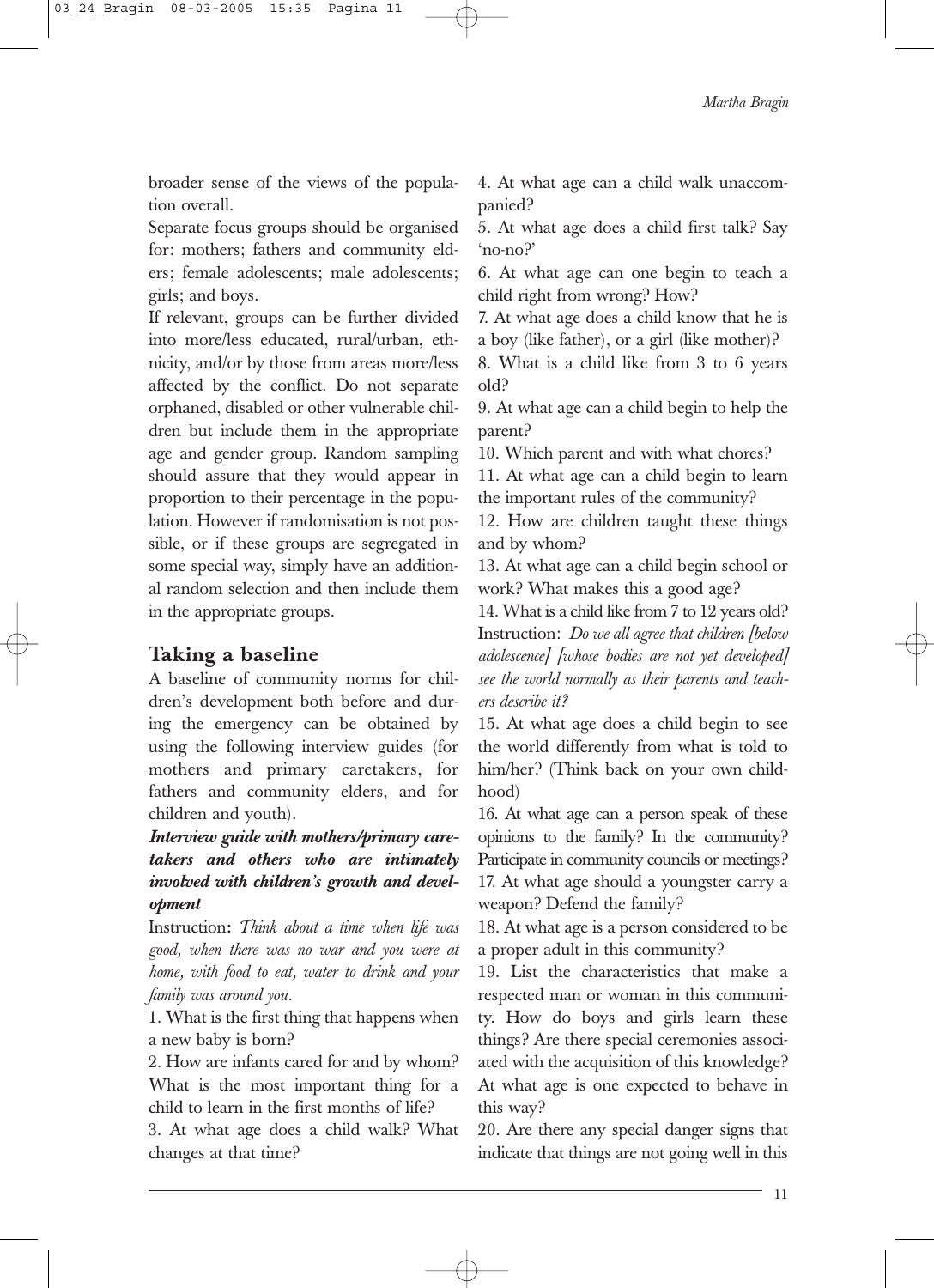broader sense of the views of the population overall.

Separate focus groups should be organised for: mothers; fathers and community elders; female adolescents; male adolescents; girls; and boys.

If relevant, groups can be further divided into more/less educated, rural/urban, ethnicity, and/or by those from areas more/less affected by the conflict. Do not separate orphaned, disabled or other vulnerable children but include them in the appropriate age and gender group. Random sampling should assure that they would appear in proportion to their percentage in the population. However if randomisation is not possible, or if these groups are segregated in some special way, simply have an additional random selection and then include them in the appropriate groups.

## Taking a baseline

A baseline of community norms for children's development both before and during the emergency can be obtained by using the following interview guides (for mothers and primary caretakers, for fathers and community elders, and for children and youth).

***Interview guide with mothers/primary caretakers and others who are intimately involved with children's growth and development***

Instruction: *Think about a time when life was good, when there was no war and you were at home, with food to eat, water to drink and your family was around you.*

1. What is the first thing that happens when a new baby is born?
2. How are infants cared for and by whom? What is the most important thing for a child to learn in the first months of life?
3. At what age does a child walk? What changes at that time?
4. At what age can a child walk unaccompanied?
5. At what age does a child first talk? Say 'no-no?'
6. At what age can one begin to teach a child right from wrong? How?
7. At what age does a child know that he is a boy (like father), or a girl (like mother)?
8. What is a child like from 3 to 6 years old?
9. At what age can a child begin to help the parent?
10. Which parent and with what chores?
11. At what age can a child begin to learn the important rules of the community?
12. How are children taught these things and by whom?
13. At what age can a child begin school or work? What makes this a good age?
14. What is a child like from 7 to 12 years old?

Instruction: *Do we all agree that children [below adolescence] [whose bodies are not yet developed] see the world normally as their parents and teachers describe it?*

15. At what age does a child begin to see the world differently from what is told to him/her? (Think back on your own childhood)
16. At what age can a person speak of these opinions to the family? In the community? Participate in community councils or meetings?
17. At what age should a youngster carry a weapon? Defend the family?
18. At what age is a person considered to be a proper adult in this community?
19. List the characteristics that make a respected man or woman in this community. How do boys and girls learn these things? Are there special ceremonies associated with the acquisition of this knowledge? At what age is one expected to behave in this way?
20. Are there any special danger signs that indicate that things are not going well in this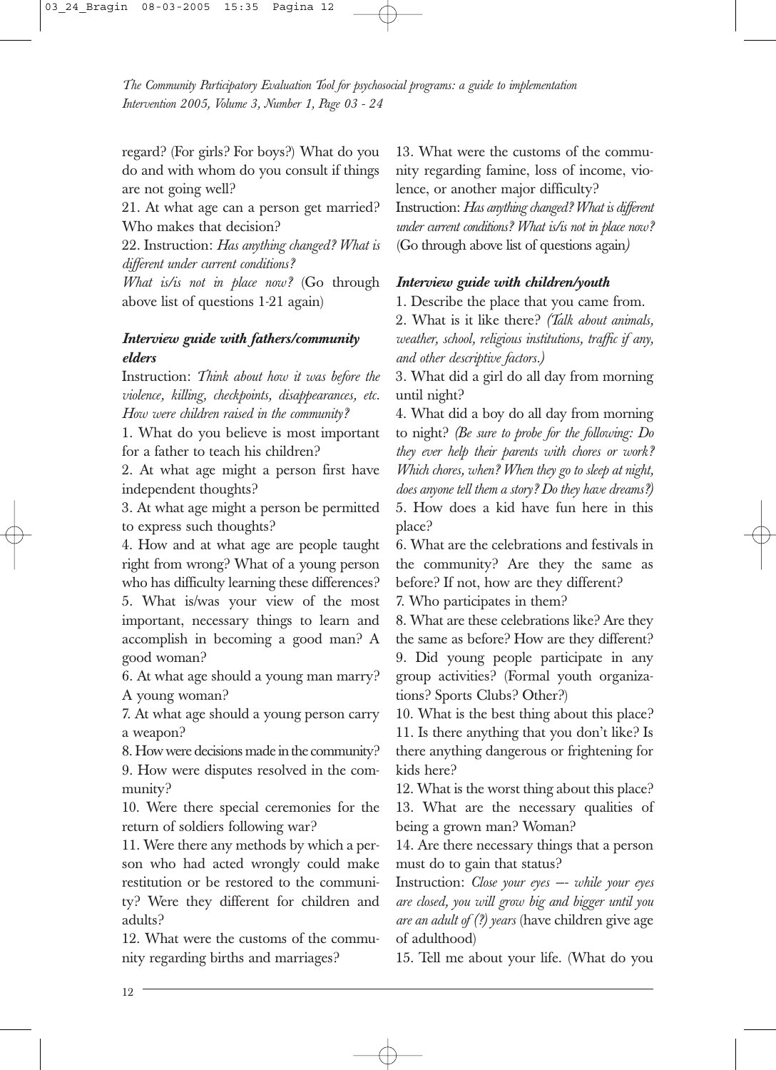regard? (For girls? For boys?) What do you do and with whom do you consult if things are not going well?

21. At what age can a person get married? Who makes that decision?

22. Instruction: *Has anything changed? What is different under current conditions?*
*What is/is not in place now?* (Go through above list of questions 1-21 again)

### *Interview guide with fathers/community elders*

Instruction: *Think about how it was before the violence, killing, checkpoints, disappearances, etc. How were children raised in the community?*

1. What do you believe is most important for a father to teach his children?
2. At what age might a person first have independent thoughts?
3. At what age might a person be permitted to express such thoughts?
4. How and at what age are people taught right from wrong? What of a young person who has difficulty learning these differences?
5. What is/was your view of the most important, necessary things to learn and accomplish in becoming a good man? A good woman?
6. At what age should a young man marry? A young woman?
7. At what age should a young person carry a weapon?
8. How were decisions made in the community?
9. How were disputes resolved in the community?
10. Were there special ceremonies for the return of soldiers following war?
11. Were there any methods by which a person who had acted wrongly could make restitution or be restored to the community? Were they different for children and adults?
12. What were the customs of the community regarding births and marriages?
13. What were the customs of the community regarding famine, loss of income, violence, or another major difficulty?

Instruction: *Has anything changed? What is different under current conditions? What is/is not in place now?* (Go through above list of questions again*)*

### *Interview guide with children/youth*

1. Describe the place that you came from.
2. What is it like there? *(Talk about animals, weather, school, religious institutions, traffic if any, and other descriptive factors.)*
3. What did a girl do all day from morning until night?
4. What did a boy do all day from morning to night? *(Be sure to probe for the following: Do they ever help their parents with chores or work? Which chores, when? When they go to sleep at night, does anyone tell them a story? Do they have dreams?)*
5. How does a kid have fun here in this place?
6. What are the celebrations and festivals in the community? Are they the same as before? If not, how are they different?
7. Who participates in them?
8. What are these celebrations like? Are they the same as before? How are they different?
9. Did young people participate in any group activities? (Formal youth organizations? Sports Clubs? Other?)
10. What is the best thing about this place?
11. Is there anything that you don't like? Is there anything dangerous or frightening for kids here?
12. What is the worst thing about this place?
13. What are the necessary qualities of being a grown man? Woman?
14. Are there necessary things that a person must do to gain that status?

Instruction: *Close your eyes –- while your eyes are closed, you will grow big and bigger until you are an adult of (?) years* (have children give age of adulthood)

15. Tell me about your life. (What do you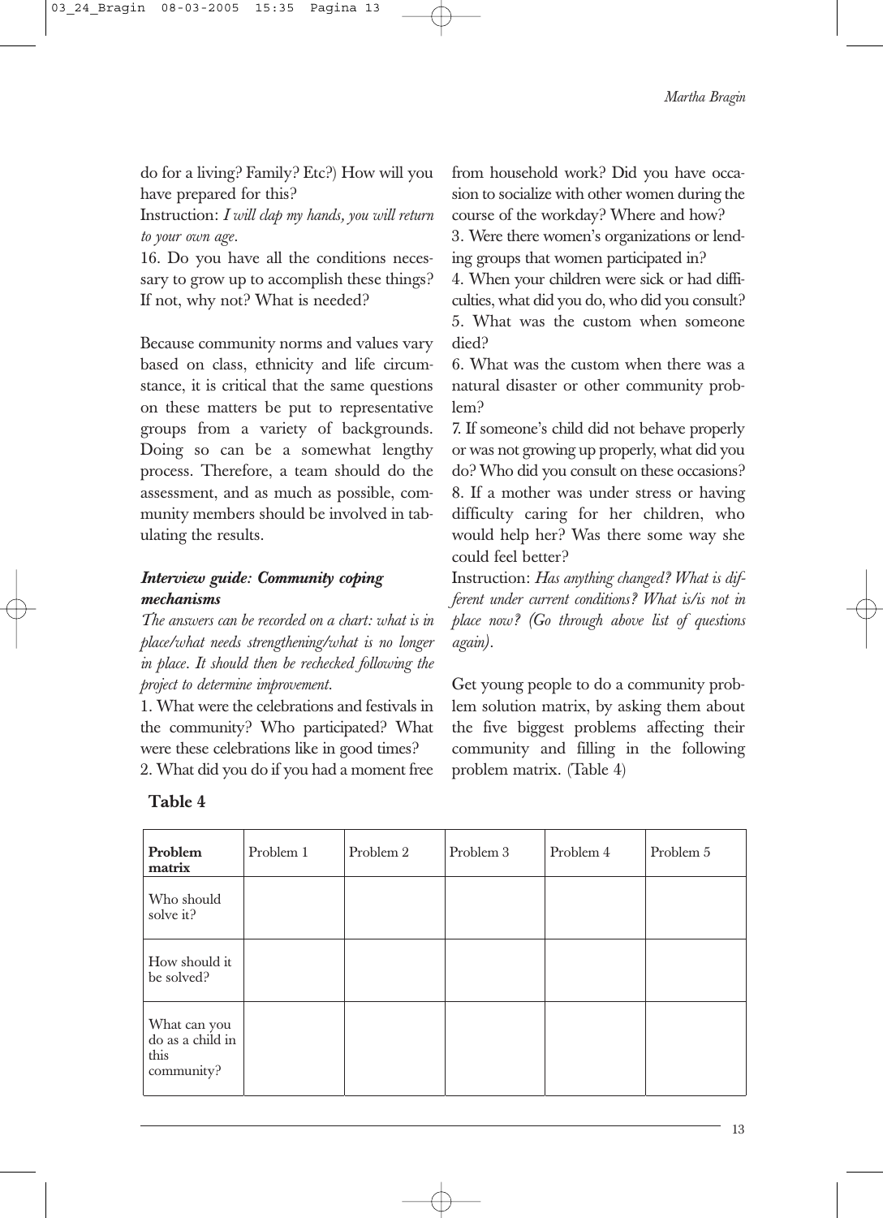do for a living? Family? Etc?) How will you have prepared for this?

Instruction: *I will clap my hands, you will return to your own age.*

16. Do you have all the conditions necessary to grow up to accomplish these things? If not, why not? What is needed?

Because community norms and values vary based on class, ethnicity and life circumstance, it is critical that the same questions on these matters be put to representative groups from a variety of backgrounds. Doing so can be a somewhat lengthy process. Therefore, a team should do the assessment, and as much as possible, community members should be involved in tabulating the results.

***Interview guide: Community coping mechanisms***

*The answers can be recorded on a chart: what is in place/what needs strengthening/what is no longer in place. It should then be rechecked following the project to determine improvement.*

1. What were the celebrations and festivals in the community? Who participated? What were these celebrations like in good times?
2. What did you do if you had a moment free from household work? Did you have occasion to socialize with other women during the course of the workday? Where and how?
3. Were there women's organizations or lending groups that women participated in?
4. When your children were sick or had difficulties, what did you do, who did you consult?
5. What was the custom when someone died?
6. What was the custom when there was a natural disaster or other community problem?
7. If someone's child did not behave properly or was not growing up properly, what did you do? Who did you consult on these occasions?
8. If a mother was under stress or having difficulty caring for her children, who would help her? Was there some way she could feel better?

Instruction: *Has anything changed? What is different under current conditions? What is/is not in place now? (Go through above list of questions again).*

Get young people to do a community problem solution matrix, by asking them about the five biggest problems affecting their community and filling in the following problem matrix. (Table 4)

**Table 4**

| **Problem matrix** | Problem 1 | Problem 2 | Problem 3 | Problem 4 | Problem 5 |
|---|---|---|---|---|---|
| Who should solve it? | | | | | |
| How should it be solved? | | | | | |
| What can you do as a child in this community? | | | | | |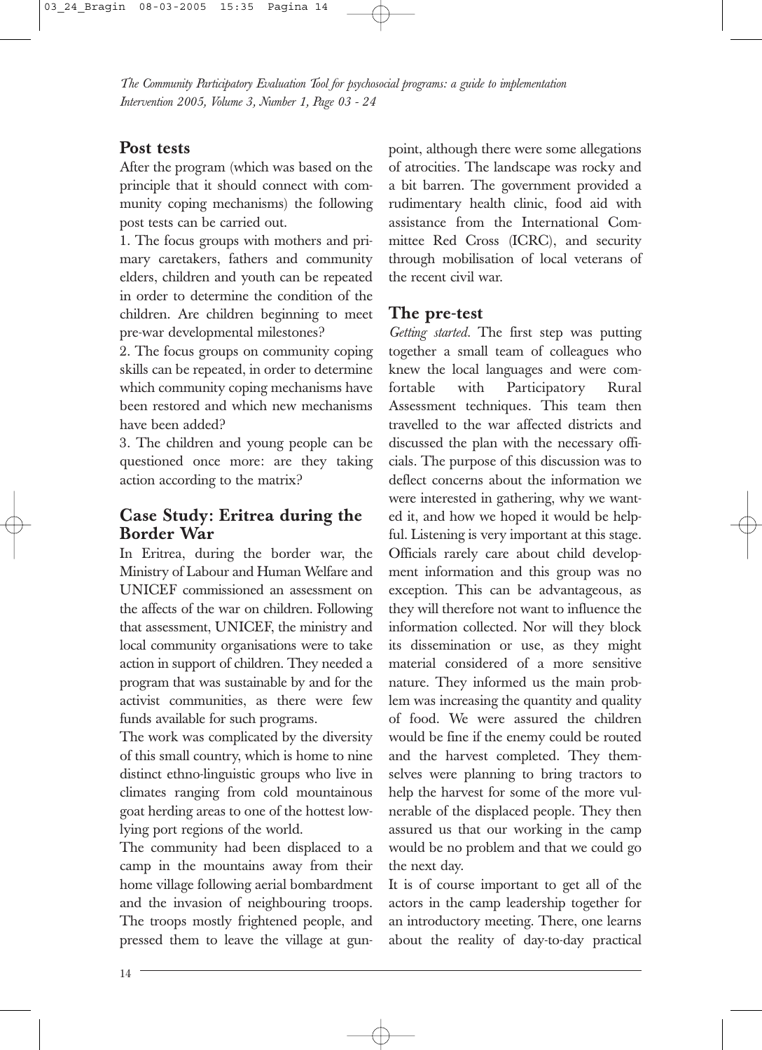## Post tests

After the program (which was based on the principle that it should connect with community coping mechanisms) the following post tests can be carried out.

1. The focus groups with mothers and primary caretakers, fathers and community elders, children and youth can be repeated in order to determine the condition of the children. Are children beginning to meet pre-war developmental milestones?
2. The focus groups on community coping skills can be repeated, in order to determine which community coping mechanisms have been restored and which new mechanisms have been added?
3. The children and young people can be questioned once more: are they taking action according to the matrix?

## Case Study: Eritrea during the Border War

In Eritrea, during the border war, the Ministry of Labour and Human Welfare and UNICEF commissioned an assessment on the affects of the war on children. Following that assessment, UNICEF, the ministry and local community organisations were to take action in support of children. They needed a program that was sustainable by and for the activist communities, as there were few funds available for such programs.

The work was complicated by the diversity of this small country, which is home to nine distinct ethno-linguistic groups who live in climates ranging from cold mountainous goat herding areas to one of the hottest low-lying port regions of the world.

The community had been displaced to a camp in the mountains away from their home village following aerial bombardment and the invasion of neighbouring troops. The troops mostly frightened people, and pressed them to leave the village at gunpoint, although there were some allegations of atrocities. The landscape was rocky and a bit barren. The government provided a rudimentary health clinic, food aid with assistance from the International Committee Red Cross (ICRC), and security through mobilisation of local veterans of the recent civil war.

## The pre-test

*Getting started*. The first step was putting together a small team of colleagues who knew the local languages and were comfortable with Participatory Rural Assessment techniques. This team then travelled to the war affected districts and discussed the plan with the necessary officials. The purpose of this discussion was to deflect concerns about the information we were interested in gathering, why we wanted it, and how we hoped it would be helpful. Listening is very important at this stage. Officials rarely care about child development information and this group was no exception. This can be advantageous, as they will therefore not want to influence the information collected. Nor will they block its dissemination or use, as they might material considered of a more sensitive nature. They informed us the main problem was increasing the quantity and quality of food. We were assured the children would be fine if the enemy could be routed and the harvest completed. They themselves were planning to bring tractors to help the harvest for some of the more vulnerable of the displaced people. They then assured us that our working in the camp would be no problem and that we could go the next day.

It is of course important to get all of the actors in the camp leadership together for an introductory meeting. There, one learns about the reality of day-to-day practical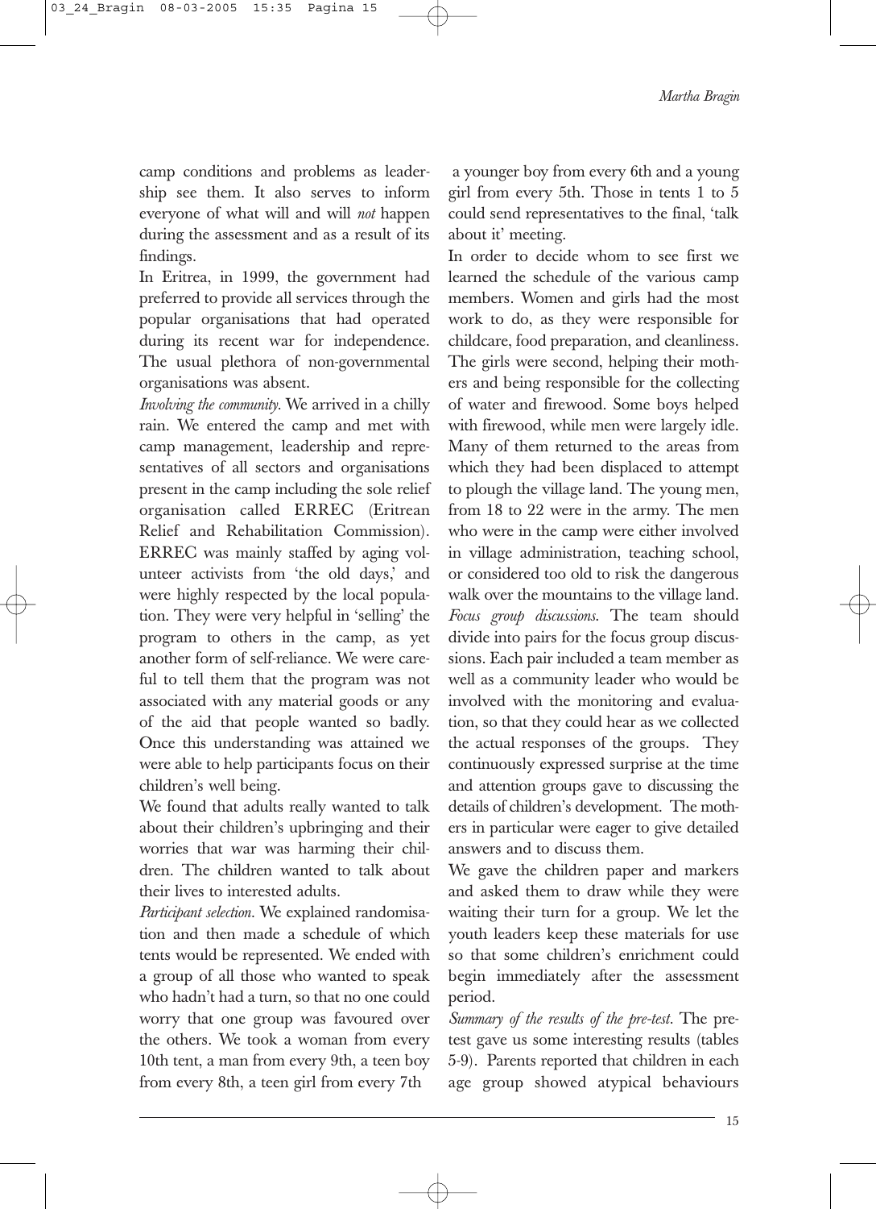camp conditions and problems as leadership see them. It also serves to inform everyone of what will and will *not* happen during the assessment and as a result of its findings.

In Eritrea, in 1999, the government had preferred to provide all services through the popular organisations that had operated during its recent war for independence. The usual plethora of non-governmental organisations was absent.

*Involving the community.* We arrived in a chilly rain. We entered the camp and met with camp management, leadership and representatives of all sectors and organisations present in the camp including the sole relief organisation called ERREC (Eritrean Relief and Rehabilitation Commission). ERREC was mainly staffed by aging volunteer activists from 'the old days,' and were highly respected by the local population. They were very helpful in 'selling' the program to others in the camp, as yet another form of self-reliance. We were careful to tell them that the program was not associated with any material goods or any of the aid that people wanted so badly. Once this understanding was attained we were able to help participants focus on their children's well being.

We found that adults really wanted to talk about their children's upbringing and their worries that war was harming their children. The children wanted to talk about their lives to interested adults.

*Participant selection.* We explained randomisation and then made a schedule of which tents would be represented. We ended with a group of all those who wanted to speak who hadn't had a turn, so that no one could worry that one group was favoured over the others. We took a woman from every 10th tent, a man from every 9th, a teen boy from every 8th, a teen girl from every 7th a younger boy from every 6th and a young girl from every 5th. Those in tents 1 to 5 could send representatives to the final, 'talk about it' meeting.

In order to decide whom to see first we learned the schedule of the various camp members. Women and girls had the most work to do, as they were responsible for childcare, food preparation, and cleanliness. The girls were second, helping their mothers and being responsible for the collecting of water and firewood. Some boys helped with firewood, while men were largely idle. Many of them returned to the areas from which they had been displaced to attempt to plough the village land. The young men, from 18 to 22 were in the army. The men who were in the camp were either involved in village administration, teaching school, or considered too old to risk the dangerous walk over the mountains to the village land.

*Focus group discussions.* The team should divide into pairs for the focus group discussions. Each pair included a team member as well as a community leader who would be involved with the monitoring and evaluation, so that they could hear as we collected the actual responses of the groups. They continuously expressed surprise at the time and attention groups gave to discussing the details of children's development. The mothers in particular were eager to give detailed answers and to discuss them.

We gave the children paper and markers and asked them to draw while they were waiting their turn for a group. We let the youth leaders keep these materials for use so that some children's enrichment could begin immediately after the assessment period.

*Summary of the results of the pre-test.* The pretest gave us some interesting results (tables 5-9). Parents reported that children in each age group showed atypical behaviours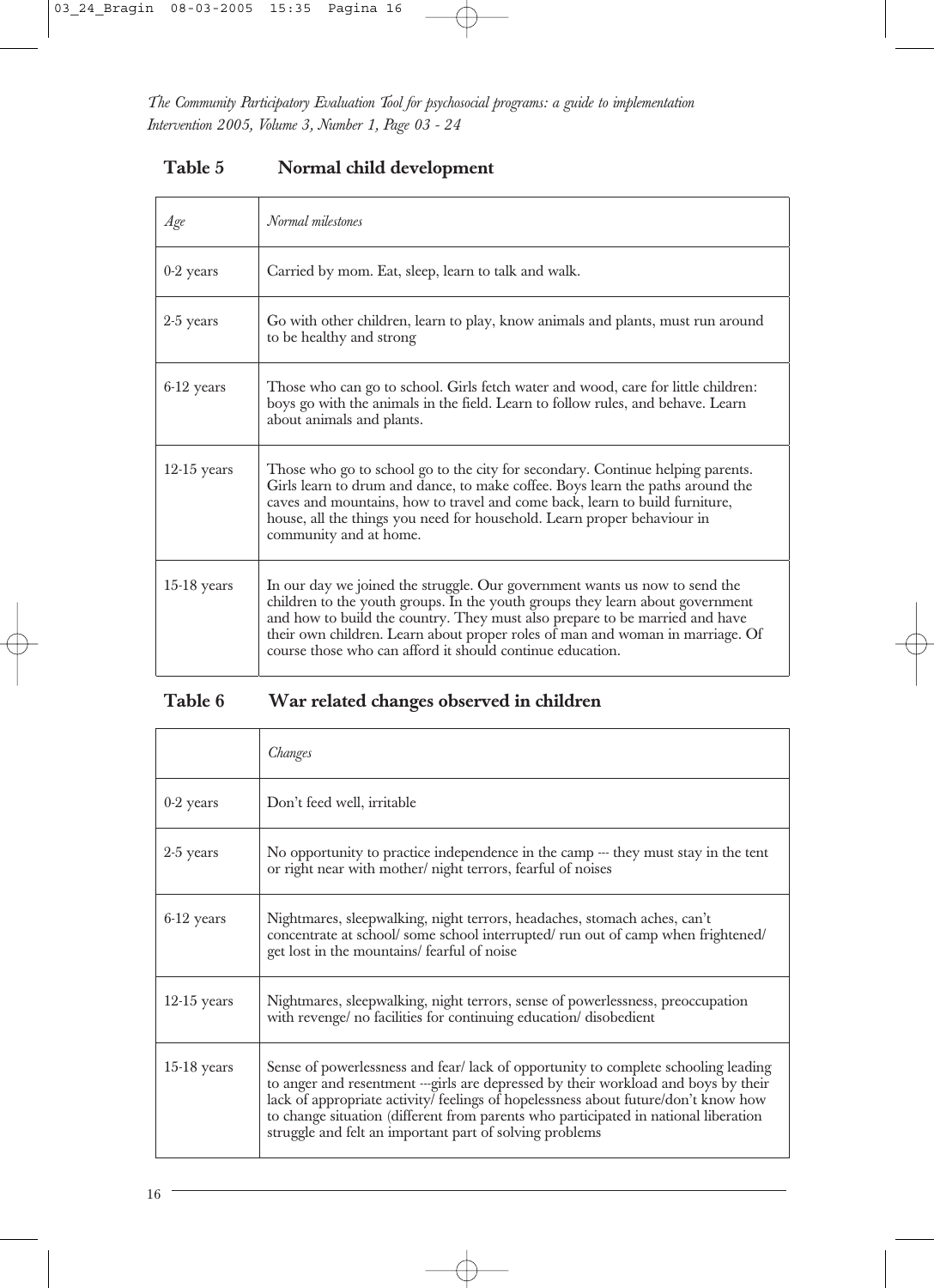### Table 5 Normal child development

| *Age* | *Normal milestones* |
|---|---|
| 0-2 years | Carried by mom. Eat, sleep, learn to talk and walk. |
| 2-5 years | Go with other children, learn to play, know animals and plants, must run around to be healthy and strong |
| 6-12 years | Those who can go to school. Girls fetch water and wood, care for little children: boys go with the animals in the field. Learn to follow rules, and behave. Learn about animals and plants. |
| 12-15 years | Those who go to school go to the city for secondary. Continue helping parents. Girls learn to drum and dance, to make coffee. Boys learn the paths around the caves and mountains, how to travel and come back, learn to build furniture, house, all the things you need for household. Learn proper behaviour in community and at home. |
| 15-18 years | In our day we joined the struggle. Our government wants us now to send the children to the youth groups. In the youth groups they learn about government and how to build the country. They must also prepare to be married and have their own children. Learn about proper roles of man and woman in marriage. Of course those who can afford it should continue education. |

### Table 6 War related changes observed in children

| | *Changes* |
|---|---|
| 0-2 years | Don't feed well, irritable |
| 2-5 years | No opportunity to practice independence in the camp --- they must stay in the tent or right near with mother/ night terrors, fearful of noises |
| 6-12 years | Nightmares, sleepwalking, night terrors, headaches, stomach aches, can't concentrate at school/ some school interrupted/ run out of camp when frightened/ get lost in the mountains/ fearful of noise |
| 12-15 years | Nightmares, sleepwalking, night terrors, sense of powerlessness, preoccupation with revenge/ no facilities for continuing education/ disobedient |
| 15-18 years | Sense of powerlessness and fear/ lack of opportunity to complete schooling leading to anger and resentment ---girls are depressed by their workload and boys by their lack of appropriate activity/ feelings of hopelessness about future/don't know how to change situation (different from parents who participated in national liberation struggle and felt an important part of solving problems |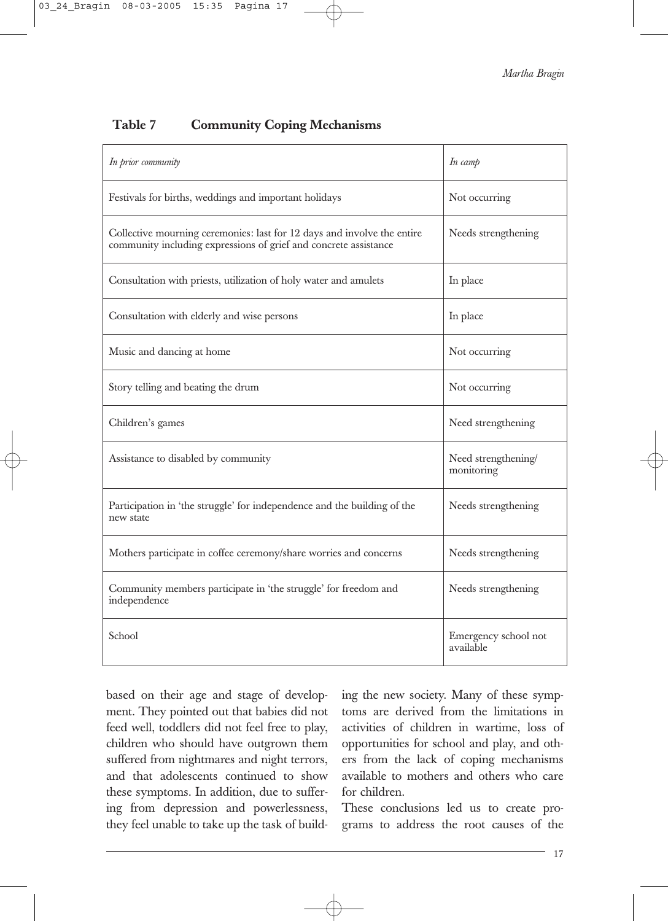**Table 7 Community Coping Mechanisms**

| *In prior community* | *In camp* |
|---|---|
| Festivals for births, weddings and important holidays | Not occurring |
| Collective mourning ceremonies: last for 12 days and involve the entire community including expressions of grief and concrete assistance | Needs strengthening |
| Consultation with priests, utilization of holy water and amulets | In place |
| Consultation with elderly and wise persons | In place |
| Music and dancing at home | Not occurring |
| Story telling and beating the drum | Not occurring |
| Children's games | Need strengthening |
| Assistance to disabled by community | Need strengthening/ monitoring |
| Participation in 'the struggle' for independence and the building of the new state | Needs strengthening |
| Mothers participate in coffee ceremony/share worries and concerns | Needs strengthening |
| Community members participate in 'the struggle' for freedom and independence | Needs strengthening |
| School | Emergency school not available |

based on their age and stage of development. They pointed out that babies did not feed well, toddlers did not feel free to play, children who should have outgrown them suffered from nightmares and night terrors, and that adolescents continued to show these symptoms. In addition, due to suffering from depression and powerlessness, they feel unable to take up the task of building the new society. Many of these symptoms are derived from the limitations in activities of children in wartime, loss of opportunities for school and play, and others from the lack of coping mechanisms available to mothers and others who care for children.

These conclusions led us to create programs to address the root causes of the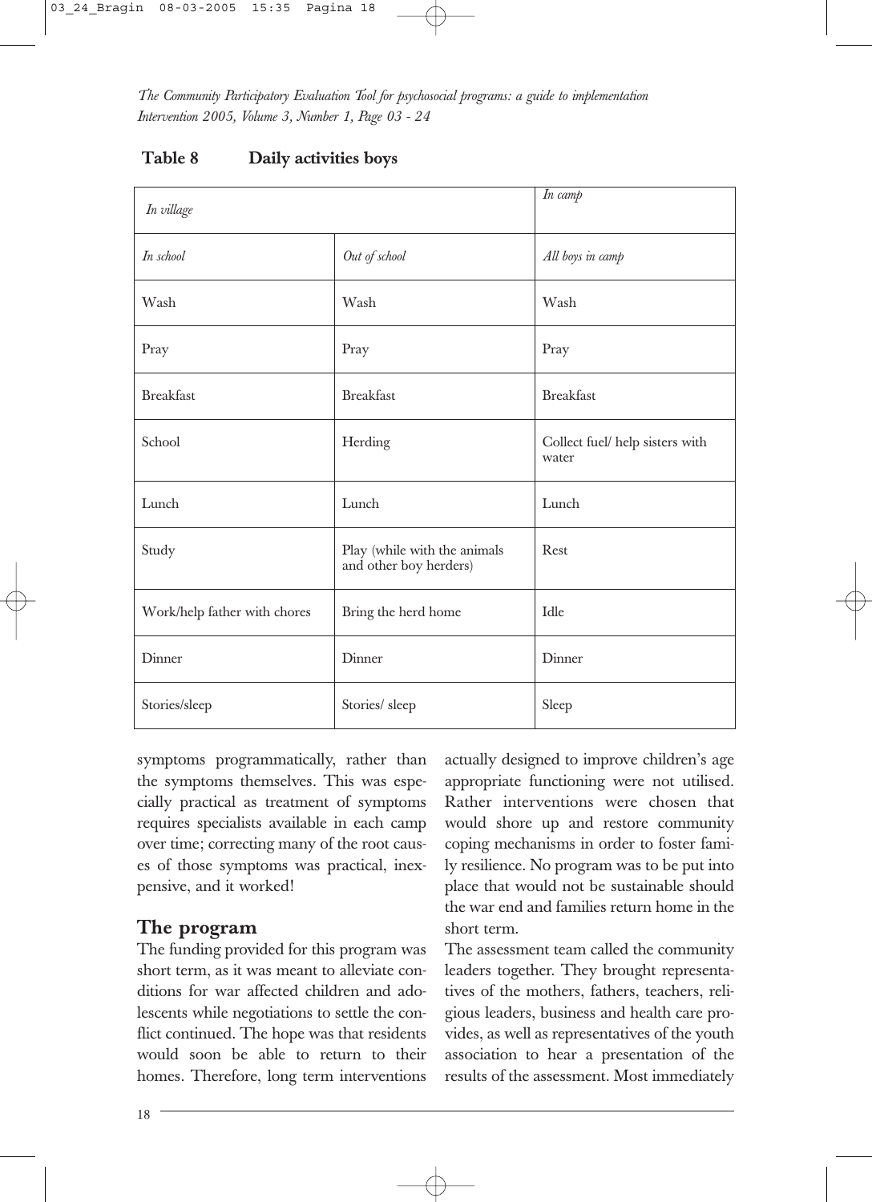**Table 8 Daily activities boys**

| *In village* | | *In camp* |
|---|---|---|
| *In school* | *Out of school* | *All boys in camp* |
| Wash | Wash | Wash |
| Pray | Pray | Pray |
| Breakfast | Breakfast | Breakfast |
| School | Herding | Collect fuel/ help sisters with water |
| Lunch | Lunch | Lunch |
| Study | Play (while with the animals and other boy herders) | Rest |
| Work/help father with chores | Bring the herd home | Idle |
| Dinner | Dinner | Dinner |
| Stories/sleep | Stories/ sleep | Sleep |

symptoms programmatically, rather than the symptoms themselves. This was especially practical as treatment of symptoms requires specialists available in each camp over time; correcting many of the root causes of those symptoms was practical, inexpensive, and it worked!

## The program

The funding provided for this program was short term, as it was meant to alleviate conditions for war affected children and adolescents while negotiations to settle the conflict continued. The hope was that residents would soon be able to return to their homes. Therefore, long term interventions actually designed to improve children's age appropriate functioning were not utilised. Rather interventions were chosen that would shore up and restore community coping mechanisms in order to foster family resilience. No program was to be put into place that would not be sustainable should the war end and families return home in the short term.

The assessment team called the community leaders together. They brought representatives of the mothers, fathers, teachers, religious leaders, business and health care provides, as well as representatives of the youth association to hear a presentation of the results of the assessment. Most immediately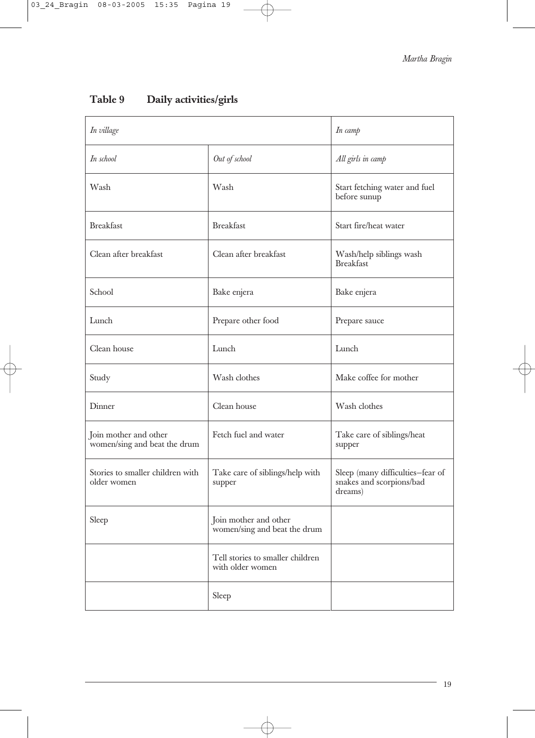**Table 9 Daily activities/girls**

| *In village* | | *In camp* |
|---|---|---|
| *In school* | *Out of school* | *All girls in camp* |
| Wash | Wash | Start fetching water and fuel before sunup |
| Breakfast | Breakfast | Start fire/heat water |
| Clean after breakfast | Clean after breakfast | Wash/help siblings wash Breakfast |
| School | Bake enjera | Bake enjera |
| Lunch | Prepare other food | Prepare sauce |
| Clean house | Lunch | Lunch |
| Study | Wash clothes | Make coffee for mother |
| Dinner | Clean house | Wash clothes |
| Join mother and other women/sing and beat the drum | Fetch fuel and water | Take care of siblings/heat supper |
| Stories to smaller children with older women | Take care of siblings/help with supper | Sleep (many difficulties–fear of snakes and scorpions/bad dreams) |
| Sleep | Join mother and other women/sing and beat the drum | |
| | Tell stories to smaller children with older women | |
| | Sleep | |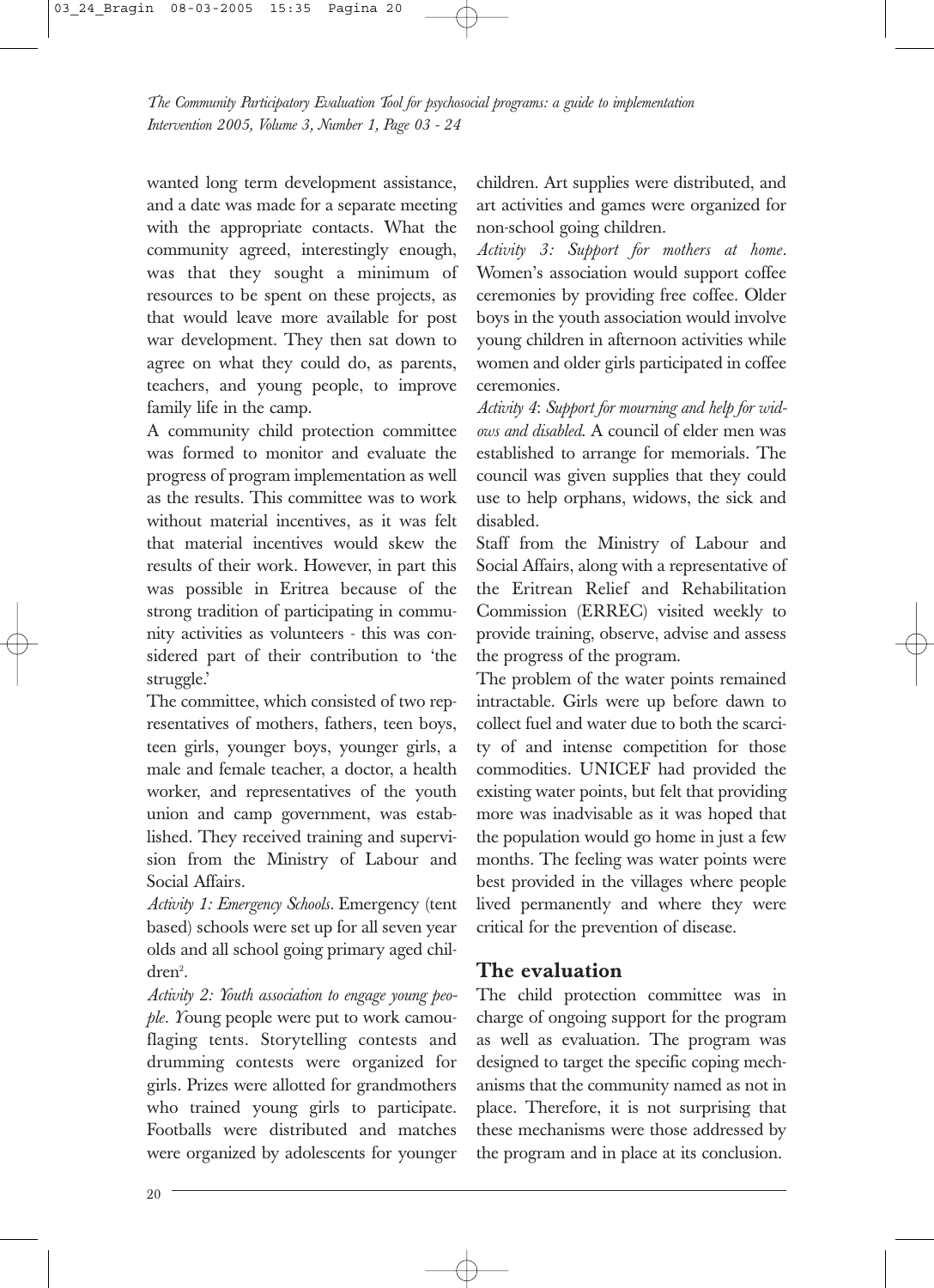wanted long term development assistance, and a date was made for a separate meeting with the appropriate contacts. What the community agreed, interestingly enough, was that they sought a minimum of resources to be spent on these projects, as that would leave more available for post war development. They then sat down to agree on what they could do, as parents, teachers, and young people, to improve family life in the camp.

A community child protection committee was formed to monitor and evaluate the progress of program implementation as well as the results. This committee was to work without material incentives, as it was felt that material incentives would skew the results of their work. However, in part this was possible in Eritrea because of the strong tradition of participating in community activities as volunteers - this was considered part of their contribution to 'the struggle.'

The committee, which consisted of two representatives of mothers, fathers, teen boys, teen girls, younger boys, younger girls, a male and female teacher, a doctor, a health worker, and representatives of the youth union and camp government, was established. They received training and supervision from the Ministry of Labour and Social Affairs.

*Activity 1: Emergency Schools*. Emergency (tent based) schools were set up for all seven year olds and all school going primary aged children[2].

*Activity 2: Youth association to engage young people*. Young people were put to work camouflaging tents. Storytelling contests and drumming contests were organized for girls. Prizes were allotted for grandmothers who trained young girls to participate. Footballs were distributed and matches were organized by adolescents for younger children. Art supplies were distributed, and art activities and games were organized for non-school going children.

*Activity 3: Support for mothers at home*. Women's association would support coffee ceremonies by providing free coffee. Older boys in the youth association would involve young children in afternoon activities while women and older girls participated in coffee ceremonies.

*Activity 4: Support for mourning and help for widows and disabled*. A council of elder men was established to arrange for memorials. The council was given supplies that they could use to help orphans, widows, the sick and disabled.

Staff from the Ministry of Labour and Social Affairs, along with a representative of the Eritrean Relief and Rehabilitation Commission (ERREC) visited weekly to provide training, observe, advise and assess the progress of the program.

The problem of the water points remained intractable. Girls were up before dawn to collect fuel and water due to both the scarcity of and intense competition for those commodities. UNICEF had provided the existing water points, but felt that providing more was inadvisable as it was hoped that the population would go home in just a few months. The feeling was water points were best provided in the villages where people lived permanently and where they were critical for the prevention of disease.

## The evaluation

The child protection committee was in charge of ongoing support for the program as well as evaluation. The program was designed to target the specific coping mechanisms that the community named as not in place. Therefore, it is not surprising that these mechanisms were those addressed by the program and in place at its conclusion.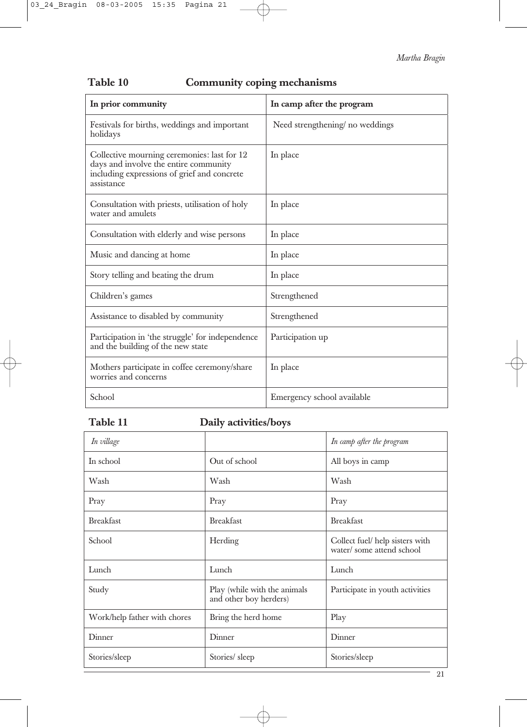**Table 10 Community coping mechanisms**

| In prior community | In camp after the program |
| --- | --- |
| Festivals for births, weddings and important holidays | Need strengthening/ no weddings |
| Collective mourning ceremonies: last for 12 days and involve the entire community including expressions of grief and concrete assistance | In place |
| Consultation with priests, utilisation of holy water and amulets | In place |
| Consultation with elderly and wise persons | In place |
| Music and dancing at home | In place |
| Story telling and beating the drum | In place |
| Children's games | Strengthened |
| Assistance to disabled by community | Strengthened |
| Participation in 'the struggle' for independence and the building of the new state | Participation up |
| Mothers participate in coffee ceremony/share worries and concerns | In place |
| School | Emergency school available |

**Table 11 Daily activities/boys**

| *In village* | | *In camp after the program* |
| --- | --- | --- |
| In school | Out of school | All boys in camp |
| Wash | Wash | Wash |
| Pray | Pray | Pray |
| Breakfast | Breakfast | Breakfast |
| School | Herding | Collect fuel/ help sisters with water/ some attend school |
| Lunch | Lunch | Lunch |
| Study | Play (while with the animals and other boy herders) | Participate in youth activities |
| Work/help father with chores | Bring the herd home | Play |
| Dinner | Dinner | Dinner |
| Stories/sleep | Stories/ sleep | Stories/sleep |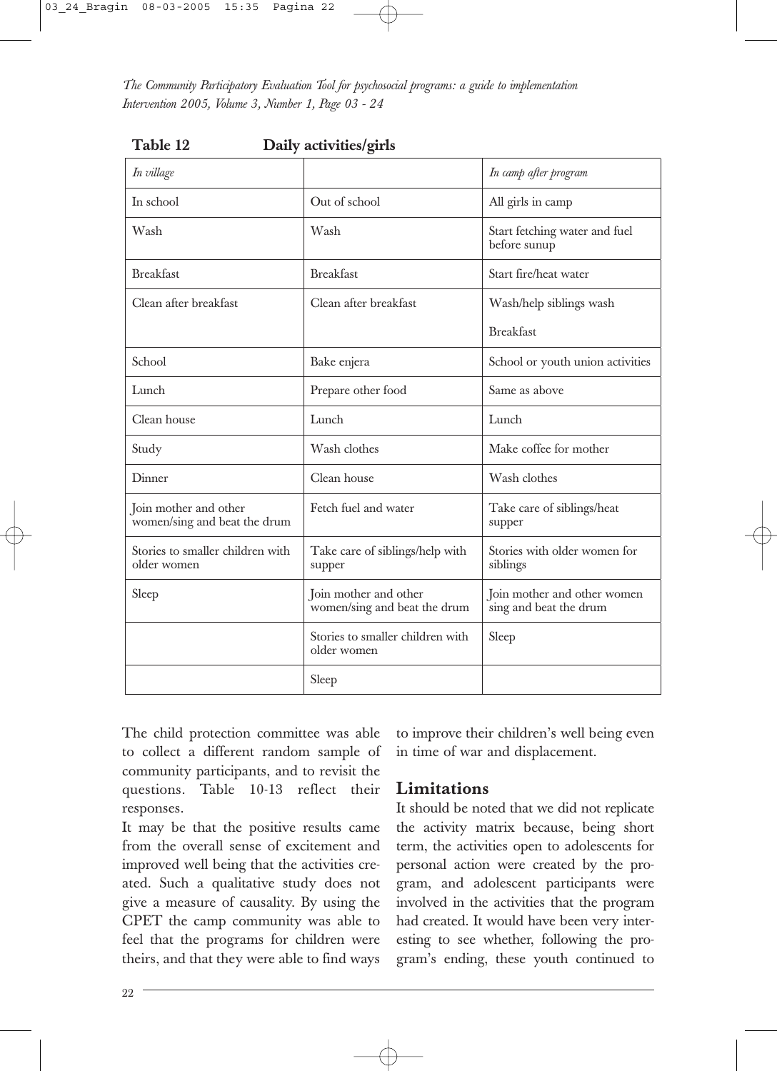**Table 12 Daily activities/girls**

| *In village* | | *In camp after program* |
|---|---|---|
| In school | Out of school | All girls in camp |
| Wash | Wash | Start fetching water and fuel before sunup |
| Breakfast | Breakfast | Start fire/heat water |
| Clean after breakfast | Clean after breakfast | Wash/help siblings wash<br>Breakfast |
| School | Bake enjera | School or youth union activities |
| Lunch | Prepare other food | Same as above |
| Clean house | Lunch | Lunch |
| Study | Wash clothes | Make coffee for mother |
| Dinner | Clean house | Wash clothes |
| Join mother and other women/sing and beat the drum | Fetch fuel and water | Take care of siblings/heat supper |
| Stories to smaller children with older women | Take care of siblings/help with supper | Stories with older women for siblings |
| Sleep | Join mother and other women/sing and beat the drum | Join mother and other women sing and beat the drum |
| | Stories to smaller children with older women | Sleep |
| | Sleep | |

The child protection committee was able to collect a different random sample of community participants, and to revisit the questions. Table 10-13 reflect their responses.

It may be that the positive results came from the overall sense of excitement and improved well being that the activities created. Such a qualitative study does not give a measure of causality. By using the CPET the camp community was able to feel that the programs for children were theirs, and that they were able to find ways to improve their children's well being even in time of war and displacement.

## Limitations

It should be noted that we did not replicate the activity matrix because, being short term, the activities open to adolescents for personal action were created by the program, and adolescent participants were involved in the activities that the program had created. It would have been very interesting to see whether, following the program's ending, these youth continued to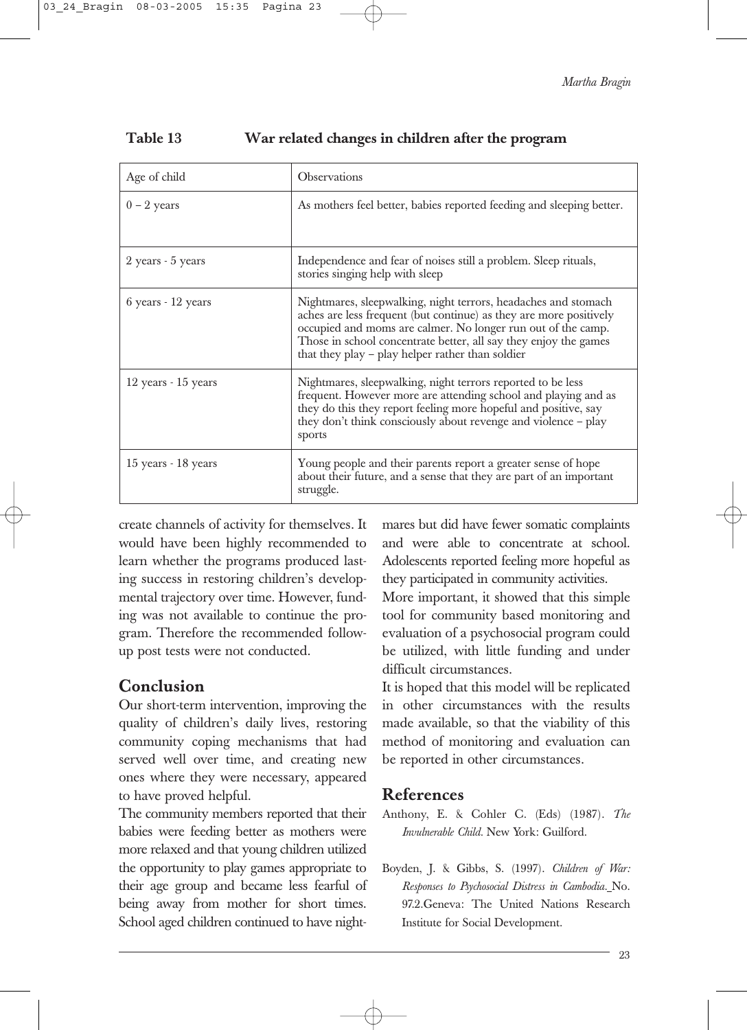**Table 13 War related changes in children after the program**

| Age of child | Observations |
|---|---|
| 0 – 2 years | As mothers feel better, babies reported feeding and sleeping better. |
| 2 years - 5 years | Independence and fear of noises still a problem. Sleep rituals, stories singing help with sleep |
| 6 years - 12 years | Nightmares, sleepwalking, night terrors, headaches and stomach aches are less frequent (but continue) as they are more positively occupied and moms are calmer. No longer run out of the camp. Those in school concentrate better, all say they enjoy the games that they play – play helper rather than soldier |
| 12 years - 15 years | Nightmares, sleepwalking, night terrors reported to be less frequent. However more are attending school and playing and as they do this they report feeling more hopeful and positive, say they don't think consciously about revenge and violence – play sports |
| 15 years - 18 years | Young people and their parents report a greater sense of hope about their future, and a sense that they are part of an important struggle. |

create channels of activity for themselves. It would have been highly recommended to learn whether the programs produced lasting success in restoring children's developmental trajectory over time. However, funding was not available to continue the program. Therefore the recommended follow-up post tests were not conducted.

## Conclusion

Our short-term intervention, improving the quality of children's daily lives, restoring community coping mechanisms that had served well over time, and creating new ones where they were necessary, appeared to have proved helpful.

The community members reported that their babies were feeding better as mothers were more relaxed and that young children utilized the opportunity to play games appropriate to their age group and became less fearful of being away from mother for short times. School aged children continued to have nightmares but did have fewer somatic complaints and were able to concentrate at school. Adolescents reported feeling more hopeful as they participated in community activities.

More important, it showed that this simple tool for community based monitoring and evaluation of a psychosocial program could be utilized, with little funding and under difficult circumstances.

It is hoped that this model will be replicated in other circumstances with the results made available, so that the viability of this method of monitoring and evaluation can be reported in other circumstances.

## References

Anthony, E. & Cohler C. (Eds) (1987). *The Invulnerable Child*. New York: Guilford.

Boyden, J. & Gibbs, S. (1997). *Children of War: Responses to Psychosocial Distress in Cambodia*. No. 97.2.Geneva: The United Nations Research Institute for Social Development.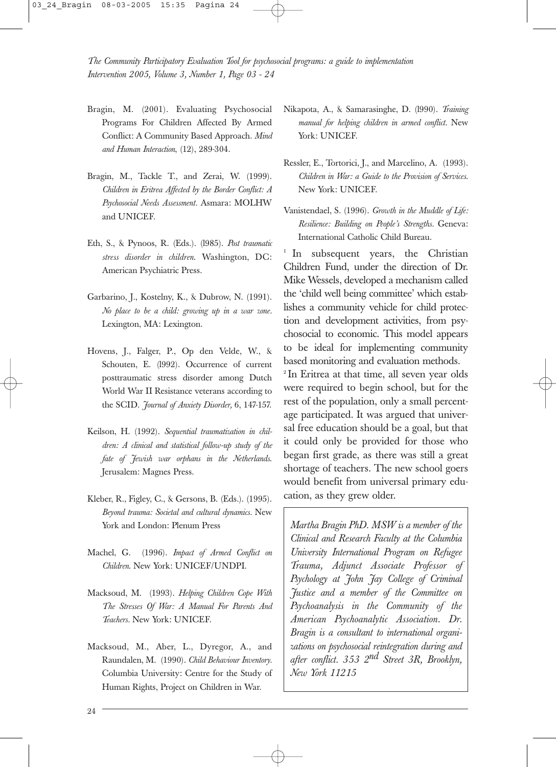Bragin, M. (2001). Evaluating Psychosocial Programs For Children Affected By Armed Conflict: A Community Based Approach. *Mind and Human Interaction*, (12), 289-304.

Bragin, M., Tackle T., and Zerai, W. (1999). *Children in Eritrea Affected by the Border Conflict: A Psychosocial Needs Assessment*. Asmara: MOLHW and UNICEF.

Eth, S., & Pynoos, R. (Eds.). (1985). *Post traumatic stress disorder in children*. Washington, DC: American Psychiatric Press.

Garbarino, J., Kostelny, K., & Dubrow, N. (1991). *No place to be a child: growing up in a war zone*. Lexington, MA: Lexington.

Hovens, J., Falger, P., Op den Velde, W., & Schouten, E. (1992). Occurrence of current posttraumatic stress disorder among Dutch World War II Resistance veterans according to the SCID. *Journal of Anxiety Disorder,* 6, 147-157.

Keilson, H. (1992). *Sequential traumatization in children: A clinical and statistical follow-up study of the fate of Jewish war orphans in the Netherlands*. Jerusalem: Magnes Press.

Kleber, R., Figley, C., & Gersons, B. (Eds.). (1995). *Beyond trauma: Societal and cultural dynamics*. New York and London: Plenum Press

Machel, G. (1996). *Impact of Armed Conflict on Children*. New York: UNICEF/UNDPI.

Macksoud, M. (1993). *Helping Children Cope With The Stresses Of War: A Manual For Parents And Teachers*. New York: UNICEF.

Macksoud, M., Aber, L., Dyregor, A., and Raundalen, M. (1990). *Child Behaviour Inventory*. Columbia University: Centre for the Study of Human Rights, Project on Children in War.

Nikapota, A., & Samarasinghe, D. (1990). *Training manual for helping children in armed conflict*. New York: UNICEF.

Ressler, E., Tortorici, J., and Marcelino, A. (1993). *Children in War: a Guide to the Provision of Services*. New York: UNICEF.

Vanistendael, S. (1996). *Growth in the Muddle of Life: Resilience: Building on People's Strengths*. Geneva: International Catholic Child Bureau.

[1] In subsequent years, the Christian Children Fund, under the direction of Dr. Mike Wessels, developed a mechanism called the 'child well being committee' which establishes a community vehicle for child protection and development activities, from psychosocial to economic. This model appears to be ideal for implementing community based monitoring and evaluation methods.

[2] In Eritrea at that time, all seven year olds were required to begin school, but for the rest of the population, only a small percentage participated. It was argued that universal free education should be a goal, but that it could only be provided for those who began first grade, as there was still a great shortage of teachers. The new school goers would benefit from universal primary education, as they grew older.

*Martha Bragin PhD. MSW is a member of the Clinical and Research Faculty at the Columbia University International Program on Refugee Trauma, Adjunct Associate Professor of Psychology at John Jay College of Criminal Justice and a member of the Committee on Psychoanalysis in the Community of the American Psychoanalytic Association. Dr. Bragin is a consultant to international organizations on psychosocial reintegration during and after conflict. 353 2nd Street 3R, Brooklyn, New York 11215*